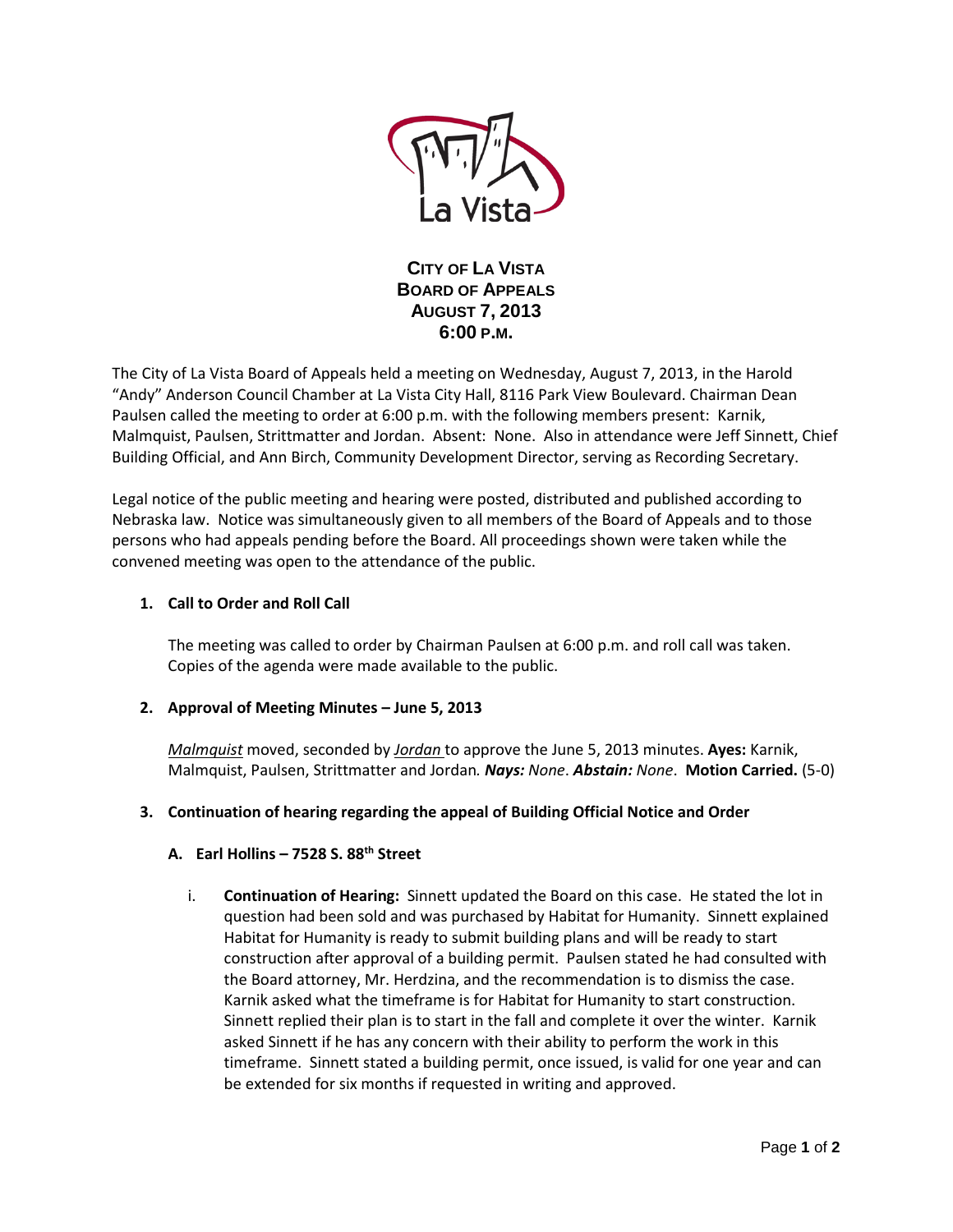# CITY OF LA VISTA
## BOARD OF APPEALS
## AUGUST 7, 2013
## 6:00 P.M.

The City of La Vista Board of Appeals held a meeting on Wednesday, August 7, 2013, in the Harold "Andy" Anderson Council Chamber at La Vista City Hall, 8116 Park View Boulevard. Chairman Dean Paulsen called the meeting to order at 6:00 p.m. with the following members present: Karnik, Malmquist, Paulsen, Strittmatter and Jordan. Absent: None. Also in attendance were Jeff Sinnett, Chief Building Official, and Ann Birch, Community Development Director, serving as Recording Secretary.

Legal notice of the public meeting and hearing were posted, distributed and published according to Nebraska law. Notice was simultaneously given to all members of the Board of Appeals and to those persons who had appeals pending before the Board. All proceedings shown were taken while the convened meeting was open to the attendance of the public.

**1. Call to Order and Roll Call**

The meeting was called to order by Chairman Paulsen at 6:00 p.m. and roll call was taken. Copies of the agenda were made available to the public.

**2. Approval of Meeting Minutes – June 5, 2013**

*Malmquist* moved, seconded by *Jordan* to approve the June 5, 2013 minutes. **Ayes:** Karnik, Malmquist, Paulsen, Strittmatter and Jordan. ***Nays:*** *None*. ***Abstain:*** *None*. **Motion Carried.** (5-0)

**3. Continuation of hearing regarding the appeal of Building Official Notice and Order**

**A. Earl Hollins – 7528 S. 88th Street**

i. **Continuation of Hearing:** Sinnett updated the Board on this case. He stated the lot in question had been sold and was purchased by Habitat for Humanity. Sinnett explained Habitat for Humanity is ready to submit building plans and will be ready to start construction after approval of a building permit. Paulsen stated he had consulted with the Board attorney, Mr. Herdzina, and the recommendation is to dismiss the case. Karnik asked what the timeframe is for Habitat for Humanity to start construction. Sinnett replied their plan is to start in the fall and complete it over the winter. Karnik asked Sinnett if he has any concern with their ability to perform the work in this timeframe. Sinnett stated a building permit, once issued, is valid for one year and can be extended for six months if requested in writing and approved.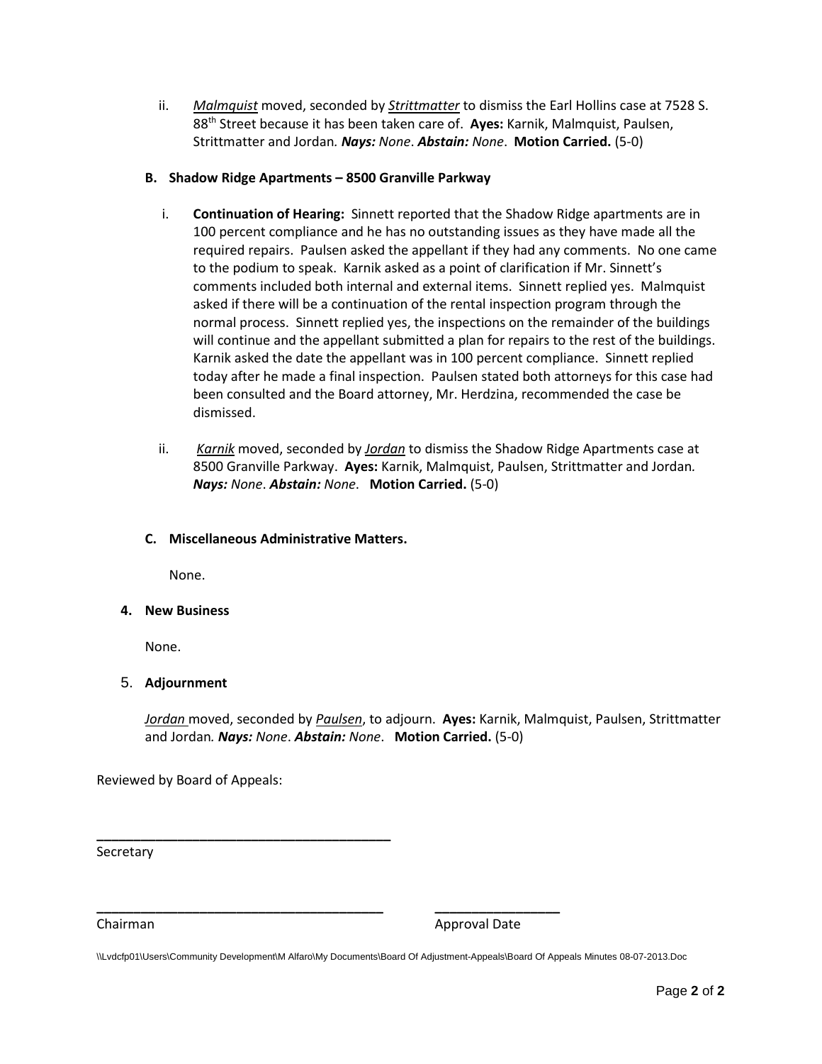ii. *Malmquist* moved, seconded by *Strittmatter* to dismiss the Earl Hollins case at 7528 S. 88th Street because it has been taken care of. **Ayes:** Karnik, Malmquist, Paulsen, Strittmatter and Jordan*.* ***Nays:*** *None*. ***Abstain:*** *None*. **Motion Carried.** (5-0)

**B. Shadow Ridge Apartments – 8500 Granville Parkway**

i. **Continuation of Hearing:** Sinnett reported that the Shadow Ridge apartments are in 100 percent compliance and he has no outstanding issues as they have made all the required repairs. Paulsen asked the appellant if they had any comments. No one came to the podium to speak. Karnik asked as a point of clarification if Mr. Sinnett's comments included both internal and external items. Sinnett replied yes. Malmquist asked if there will be a continuation of the rental inspection program through the normal process. Sinnett replied yes, the inspections on the remainder of the buildings will continue and the appellant submitted a plan for repairs to the rest of the buildings. Karnik asked the date the appellant was in 100 percent compliance. Sinnett replied today after he made a final inspection. Paulsen stated both attorneys for this case had been consulted and the Board attorney, Mr. Herdzina, recommended the case be dismissed.

ii. *Karnik* moved, seconded by *Jordan* to dismiss the Shadow Ridge Apartments case at 8500 Granville Parkway. **Ayes:** Karnik, Malmquist, Paulsen, Strittmatter and Jordan*.* ***Nays:*** *None*. ***Abstain:*** *None*. **Motion Carried.** (5-0)

**C. Miscellaneous Administrative Matters.**

None.

**4. New Business**

None.

5. **Adjournment**

*Jordan* moved, seconded by *Paulsen*, to adjourn. **Ayes:** Karnik, Malmquist, Paulsen, Strittmatter and Jordan*.* ***Nays:*** *None*. ***Abstain:*** *None*. **Motion Carried.** (5-0)

Reviewed by Board of Appeals:

\_\_\_\_\_\_\_\_\_\_\_\_\_\_\_\_\_\_\_\_\_\_\_\_\_\_\_\_\_\_\_\_\_\_\_\_\_\_\_\_
Secretary

\_\_\_\_\_\_\_\_\_\_\_\_\_\_\_\_\_\_\_\_\_\_\_\_\_\_\_\_\_\_\_\_\_\_\_\_\_\_\_\_ \_\_\_\_\_\_\_\_\_\_\_\_\_\_\_\_\_\_
Chairman Approval Date

\\Lvdcfp01\Users\Community Development\M Alfaro\My Documents\Board Of Adjustment-Appeals\Board Of Appeals Minutes 08-07-2013.Doc